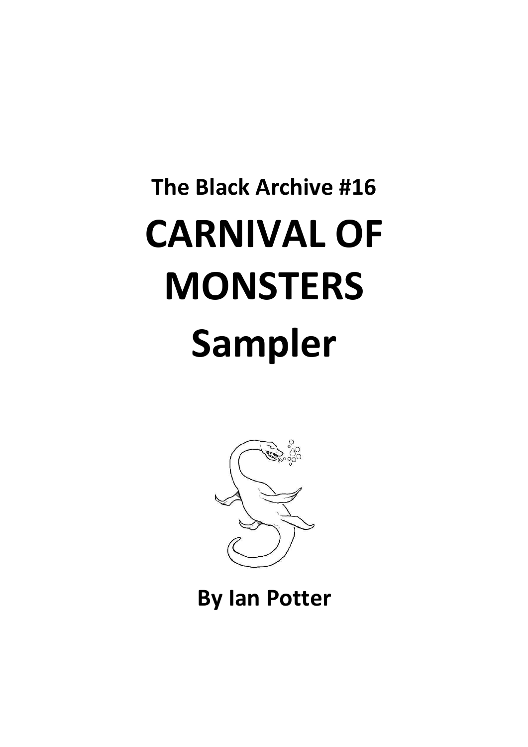**The Black Archive #16**

# CARNIVAL OF MONSTERS

# Sampler

**By Ian Potter**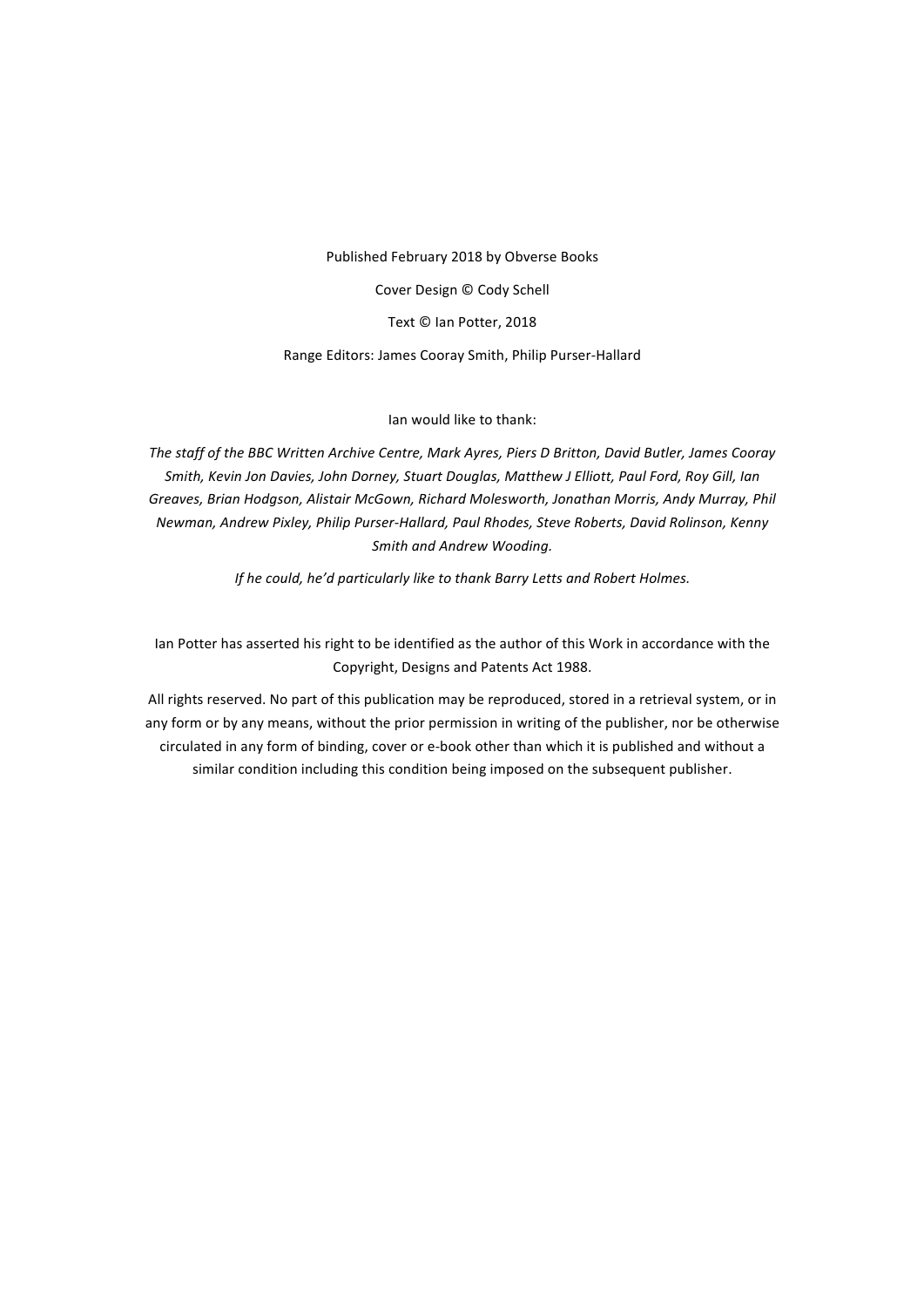Published February 2018 by Obverse Books

Cover Design © Cody Schell

Text © Ian Potter, 2018

Range Editors: James Cooray Smith, Philip Purser-Hallard

Ian would like to thank:

*The staff of the BBC Written Archive Centre, Mark Ayres, Piers D Britton, David Butler, James Cooray Smith, Kevin Jon Davies, John Dorney, Stuart Douglas, Matthew J Elliott, Paul Ford, Roy Gill, Ian Greaves, Brian Hodgson, Alistair McGown, Richard Molesworth, Jonathan Morris, Andy Murray, Phil Newman, Andrew Pixley, Philip Purser-Hallard, Paul Rhodes, Steve Roberts, David Rolinson, Kenny Smith and Andrew Wooding.*

*If he could, he'd particularly like to thank Barry Letts and Robert Holmes.*

Ian Potter has asserted his right to be identified as the author of this Work in accordance with the Copyright, Designs and Patents Act 1988.

All rights reserved. No part of this publication may be reproduced, stored in a retrieval system, or in any form or by any means, without the prior permission in writing of the publisher, nor be otherwise circulated in any form of binding, cover or e-book other than which it is published and without a similar condition including this condition being imposed on the subsequent publisher.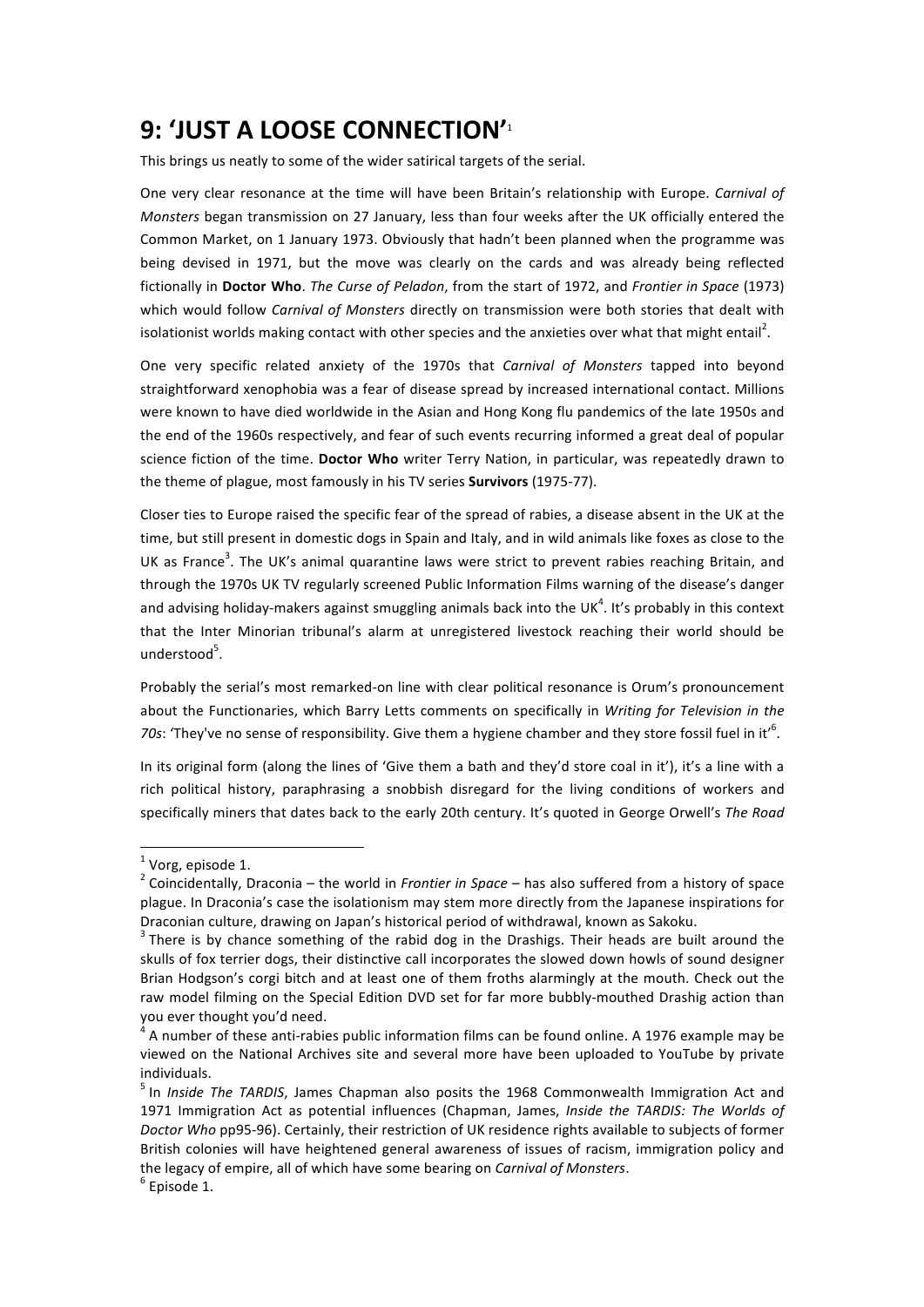# 9: 'JUST A LOOSE CONNECTION'[1]

This brings us neatly to some of the wider satirical targets of the serial.

One very clear resonance at the time will have been Britain's relationship with Europe. *Carnival of Monsters* began transmission on 27 January, less than four weeks after the UK officially entered the Common Market, on 1 January 1973. Obviously that hadn't been planned when the programme was being devised in 1971, but the move was clearly on the cards and was already being reflected fictionally in **Doctor Who**. *The Curse of Peladon*, from the start of 1972, and *Frontier in Space* (1973) which would follow *Carnival of Monsters* directly on transmission were both stories that dealt with isolationist worlds making contact with other species and the anxieties over what that might entail[2].

One very specific related anxiety of the 1970s that *Carnival of Monsters* tapped into beyond straightforward xenophobia was a fear of disease spread by increased international contact. Millions were known to have died worldwide in the Asian and Hong Kong flu pandemics of the late 1950s and the end of the 1960s respectively, and fear of such events recurring informed a great deal of popular science fiction of the time. **Doctor Who** writer Terry Nation, in particular, was repeatedly drawn to the theme of plague, most famously in his TV series **Survivors** (1975-77).

Closer ties to Europe raised the specific fear of the spread of rabies, a disease absent in the UK at the time, but still present in domestic dogs in Spain and Italy, and in wild animals like foxes as close to the UK as France[3]. The UK's animal quarantine laws were strict to prevent rabies reaching Britain, and through the 1970s UK TV regularly screened Public Information Films warning of the disease's danger and advising holiday-makers against smuggling animals back into the UK[4]. It's probably in this context that the Inter Minorian tribunal's alarm at unregistered livestock reaching their world should be understood[5].

Probably the serial's most remarked-on line with clear political resonance is Orum's pronouncement about the Functionaries, which Barry Letts comments on specifically in *Writing for Television in the 70s*: 'They've no sense of responsibility. Give them a hygiene chamber and they store fossil fuel in it'[6].

In its original form (along the lines of 'Give them a bath and they'd store coal in it'), it's a line with a rich political history, paraphrasing a snobbish disregard for the living conditions of workers and specifically miners that dates back to the early 20th century. It's quoted in George Orwell's *The Road*

---

[1] Vorg, episode 1.

[2] Coincidentally, Draconia – the world in *Frontier in Space* – has also suffered from a history of space plague. In Draconia's case the isolationism may stem more directly from the Japanese inspirations for Draconian culture, drawing on Japan's historical period of withdrawal, known as Sakoku.

[3] There is by chance something of the rabid dog in the Drashigs. Their heads are built around the skulls of fox terrier dogs, their distinctive call incorporates the slowed down howls of sound designer Brian Hodgson's corgi bitch and at least one of them froths alarmingly at the mouth. Check out the raw model filming on the Special Edition DVD set for far more bubbly-mouthed Drashig action than you ever thought you'd need.

[4] A number of these anti-rabies public information films can be found online. A 1976 example may be viewed on the National Archives site and several more have been uploaded to YouTube by private individuals.

[5] In *Inside The TARDIS*, James Chapman also posits the 1968 Commonwealth Immigration Act and 1971 Immigration Act as potential influences (Chapman, James, *Inside the TARDIS: The Worlds of Doctor Who* pp95-96). Certainly, their restriction of UK residence rights available to subjects of former British colonies will have heightened general awareness of issues of racism, immigration policy and the legacy of empire, all of which have some bearing on *Carnival of Monsters*.

[6] Episode 1.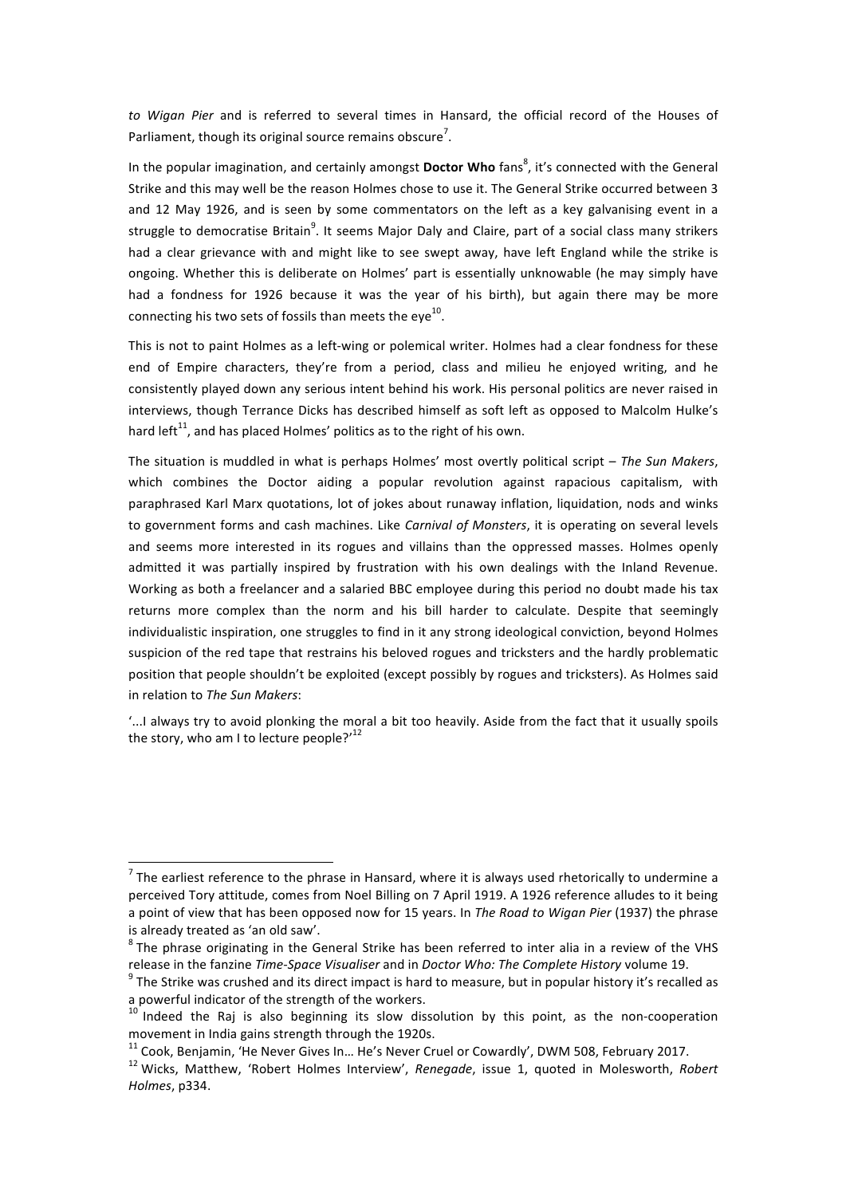*to Wigan Pier* and is referred to several times in Hansard, the official record of the Houses of Parliament, though its original source remains obscure[7].

In the popular imagination, and certainly amongst **Doctor Who** fans[8], it's connected with the General Strike and this may well be the reason Holmes chose to use it. The General Strike occurred between 3 and 12 May 1926, and is seen by some commentators on the left as a key galvanising event in a struggle to democratise Britain[9]. It seems Major Daly and Claire, part of a social class many strikers had a clear grievance with and might like to see swept away, have left England while the strike is ongoing. Whether this is deliberate on Holmes' part is essentially unknowable (he may simply have had a fondness for 1926 because it was the year of his birth), but again there may be more connecting his two sets of fossils than meets the eye[10].

This is not to paint Holmes as a left-wing or polemical writer. Holmes had a clear fondness for these end of Empire characters, they're from a period, class and milieu he enjoyed writing, and he consistently played down any serious intent behind his work. His personal politics are never raised in interviews, though Terrance Dicks has described himself as soft left as opposed to Malcolm Hulke's hard left[11], and has placed Holmes' politics as to the right of his own.

The situation is muddled in what is perhaps Holmes' most overtly political script – *The Sun Makers*, which combines the Doctor aiding a popular revolution against rapacious capitalism, with paraphrased Karl Marx quotations, lot of jokes about runaway inflation, liquidation, nods and winks to government forms and cash machines. Like *Carnival of Monsters*, it is operating on several levels and seems more interested in its rogues and villains than the oppressed masses. Holmes openly admitted it was partially inspired by frustration with his own dealings with the Inland Revenue. Working as both a freelancer and a salaried BBC employee during this period no doubt made his tax returns more complex than the norm and his bill harder to calculate. Despite that seemingly individualistic inspiration, one struggles to find in it any strong ideological conviction, beyond Holmes suspicion of the red tape that restrains his beloved rogues and tricksters and the hardly problematic position that people shouldn't be exploited (except possibly by rogues and tricksters). As Holmes said in relation to *The Sun Makers*:

'...I always try to avoid plonking the moral a bit too heavily. Aside from the fact that it usually spoils the story, who am I to lecture people?'[12]

---

[7] The earliest reference to the phrase in Hansard, where it is always used rhetorically to undermine a perceived Tory attitude, comes from Noel Billing on 7 April 1919. A 1926 reference alludes to it being a point of view that has been opposed now for 15 years. In *The Road to Wigan Pier* (1937) the phrase is already treated as 'an old saw'.

[8] The phrase originating in the General Strike has been referred to inter alia in a review of the VHS release in the fanzine *Time-Space Visualiser* and in *Doctor Who: The Complete History* volume 19.

[9] The Strike was crushed and its direct impact is hard to measure, but in popular history it's recalled as a powerful indicator of the strength of the workers.

[10] Indeed the Raj is also beginning its slow dissolution by this point, as the non-cooperation movement in India gains strength through the 1920s.

[11] Cook, Benjamin, 'He Never Gives In… He's Never Cruel or Cowardly', DWM 508, February 2017.

[12] Wicks, Matthew, 'Robert Holmes Interview', *Renegade*, issue 1, quoted in Molesworth, *Robert Holmes*, p334.